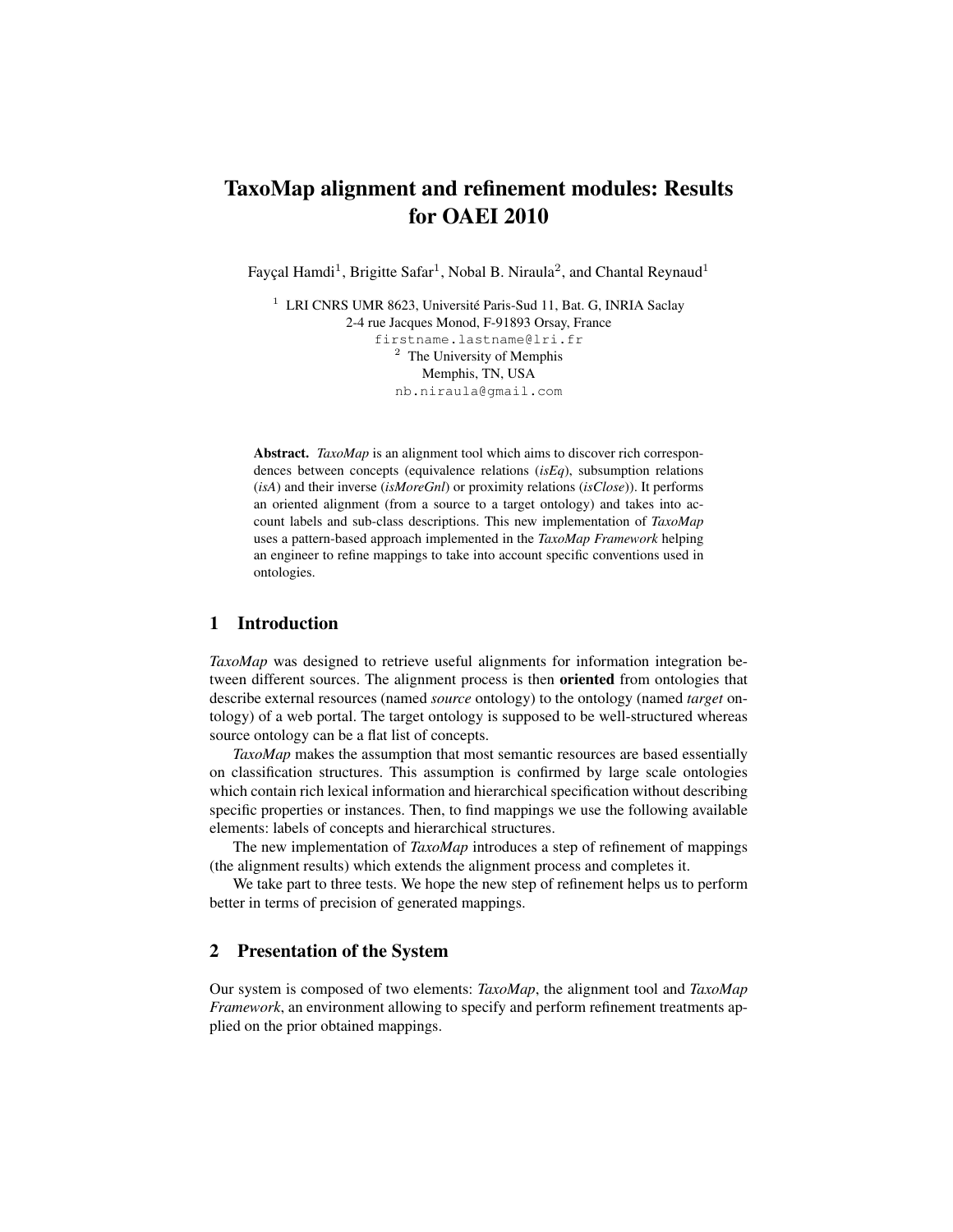# TaxoMap alignment and refinement modules: Results for OAEI 2010

Fayçal Hamdi[1], Brigitte Safar[1], Nobal B. Niraula[2], and Chantal Reynaud[1]

[1] LRI CNRS UMR 8623, Université Paris-Sud 11, Bat. G, INRIA Saclay
2-4 rue Jacques Monod, F-91893 Orsay, France
firstname.lastname@lri.fr

[2] The University of Memphis
Memphis, TN, USA
nb.niraula@gmail.com

**Abstract.** *TaxoMap* is an alignment tool which aims to discover rich correspondences between concepts (equivalence relations (*isEq*), subsumption relations (*isA*) and their inverse (*isMoreGnl*) or proximity relations (*isClose*)). It performs an oriented alignment (from a source to a target ontology) and takes into account labels and sub-class descriptions. This new implementation of *TaxoMap* uses a pattern-based approach implemented in the *TaxoMap Framework* helping an engineer to refine mappings to take into account specific conventions used in ontologies.

## 1 Introduction

*TaxoMap* was designed to retrieve useful alignments for information integration between different sources. The alignment process is then **oriented** from ontologies that describe external resources (named *source* ontology) to the ontology (named *target* ontology) of a web portal. The target ontology is supposed to be well-structured whereas source ontology can be a flat list of concepts.

*TaxoMap* makes the assumption that most semantic resources are based essentially on classification structures. This assumption is confirmed by large scale ontologies which contain rich lexical information and hierarchical specification without describing specific properties or instances. Then, to find mappings we use the following available elements: labels of concepts and hierarchical structures.

The new implementation of *TaxoMap* introduces a step of refinement of mappings (the alignment results) which extends the alignment process and completes it.

We take part to three tests. We hope the new step of refinement helps us to perform better in terms of precision of generated mappings.

## 2 Presentation of the System

Our system is composed of two elements: *TaxoMap*, the alignment tool and *TaxoMap Framework*, an environment allowing to specify and perform refinement treatments applied on the prior obtained mappings.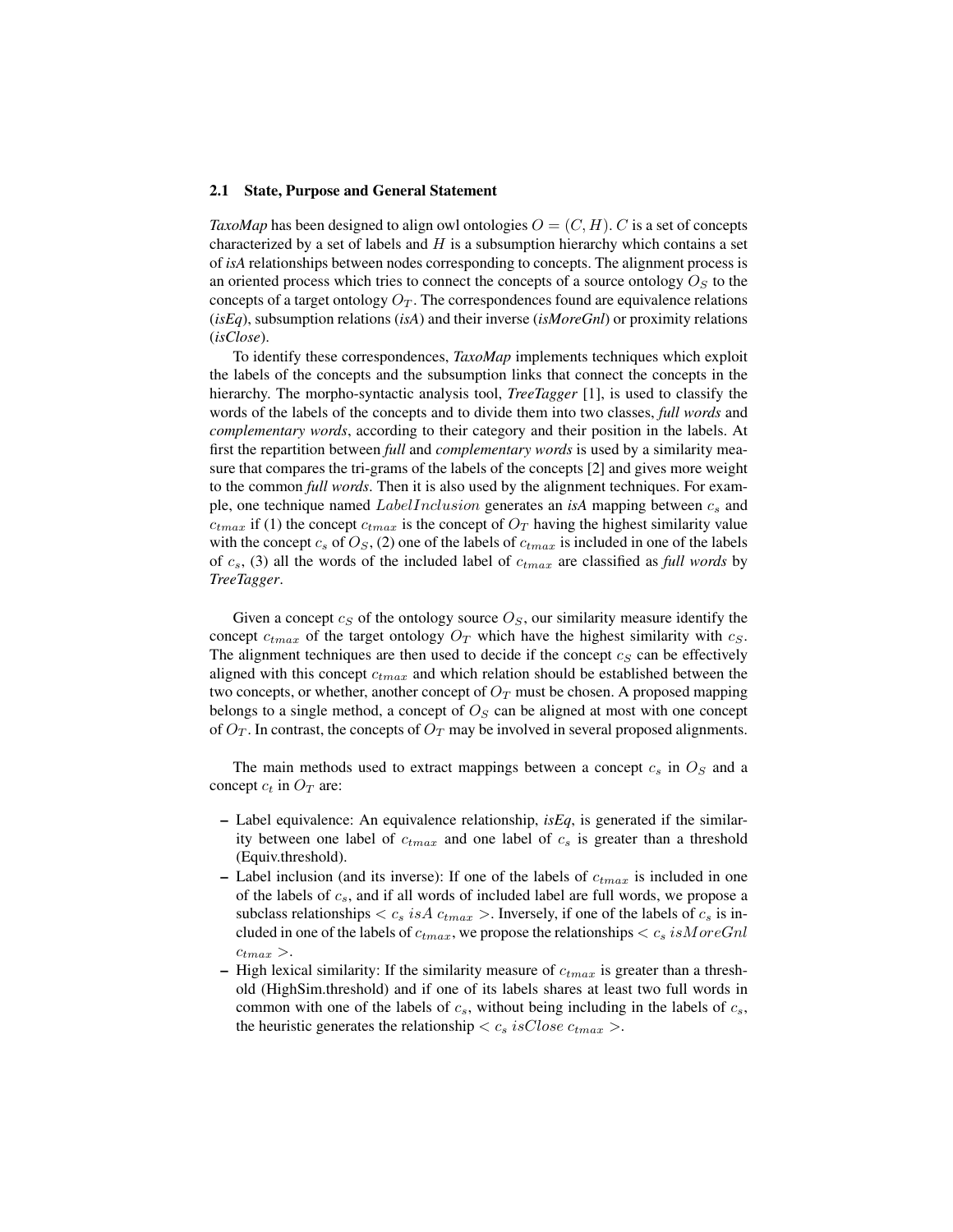### 2.1 State, Purpose and General Statement

*TaxoMap* has been designed to align owl ontologies $O = (C, H)$. $C$ is a set of concepts characterized by a set of labels and $H$ is a subsumption hierarchy which contains a set of *isA* relationships between nodes corresponding to concepts. The alignment process is an oriented process which tries to connect the concepts of a source ontology $O_S$ to the concepts of a target ontology $O_T$. The correspondences found are equivalence relations (*isEq*), subsumption relations (*isA*) and their inverse (*isMoreGnl*) or proximity relations (*isClose*).

To identify these correspondences, *TaxoMap* implements techniques which exploit the labels of the concepts and the subsumption links that connect the concepts in the hierarchy. The morpho-syntactic analysis tool, *TreeTagger* [1], is used to classify the words of the labels of the concepts and to divide them into two classes, *full words* and *complementary words*, according to their category and their position in the labels. At first the repartition between *full* and *complementary words* is used by a similarity measure that compares the tri-grams of the labels of the concepts [2] and gives more weight to the common *full words*. Then it is also used by the alignment techniques. For example, one technique named $LabelInclusion$ generates an *isA* mapping between $c_s$ and $c_{tmax}$ if (1) the concept $c_{tmax}$ is the concept of $O_T$ having the highest similarity value with the concept $c_s$ of $O_S$, (2) one of the labels of $c_{tmax}$ is included in one of the labels of $c_s$, (3) all the words of the included label of $c_{tmax}$ are classified as *full words* by *TreeTagger*.

Given a concept $c_S$ of the ontology source $O_S$, our similarity measure identify the concept $c_{tmax}$ of the target ontology $O_T$ which have the highest similarity with $c_S$. The alignment techniques are then used to decide if the concept $c_S$ can be effectively aligned with this concept $c_{tmax}$ and which relation should be established between the two concepts, or whether, another concept of $O_T$ must be chosen. A proposed mapping belongs to a single method, a concept of $O_S$ can be aligned at most with one concept of $O_T$. In contrast, the concepts of $O_T$ may be involved in several proposed alignments.

The main methods used to extract mappings between a concept $c_s$ in $O_S$ and a concept $c_t$ in $O_T$ are:

- Label equivalence: An equivalence relationship, *isEq*, is generated if the similarity between one label of $c_{tmax}$ and one label of $c_s$ is greater than a threshold (Equiv.threshold).
- Label inclusion (and its inverse): If one of the labels of $c_{tmax}$ is included in one of the labels of $c_s$, and if all words of included label are full words, we propose a subclass relationships $< c_s\ isA\ c_{tmax} >$. Inversely, if one of the labels of $c_s$ is included in one of the labels of $c_{tmax}$, we propose the relationships $< c_s\ isMoreGnl\ c_{tmax} >$.
- High lexical similarity: If the similarity measure of $c_{tmax}$ is greater than a threshold (HighSim.threshold) and if one of its labels shares at least two full words in common with one of the labels of $c_s$, without being including in the labels of $c_s$, the heuristic generates the relationship $< c_s\ isClose\ c_{tmax} >$.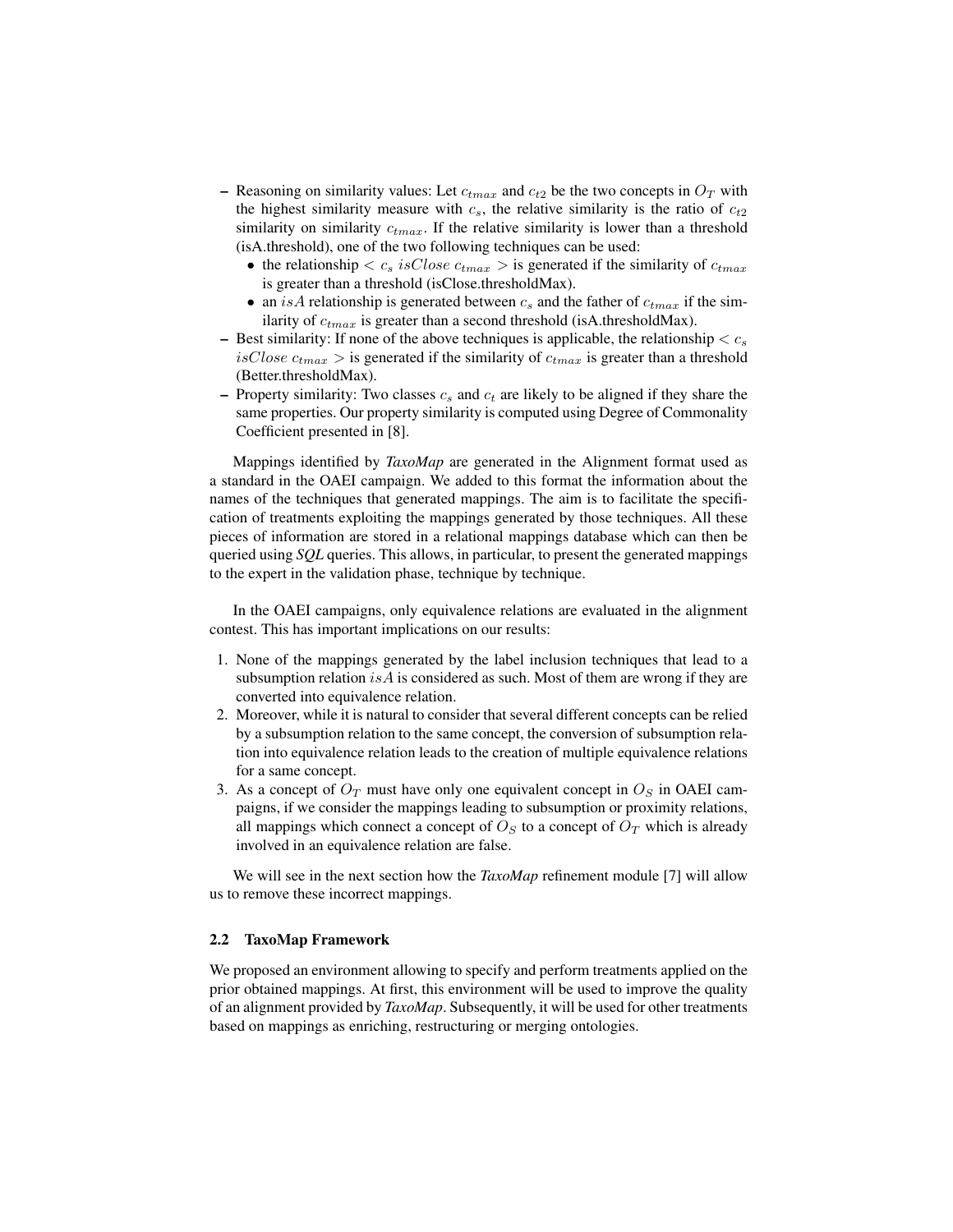- Reasoning on similarity values: Let $c_{tmax}$ and $c_{t2}$ be the two concepts in $O_T$ with the highest similarity measure with $c_s$, the relative similarity is the ratio of $c_{t2}$ similarity on similarity $c_{tmax}$. If the relative similarity is lower than a threshold (isA.threshold), one of the two following techniques can be used:
  - the relationship $< c_s \ isClose \ c_{tmax} >$ is generated if the similarity of $c_{tmax}$ is greater than a threshold (isClose.thresholdMax).
  - an $isA$ relationship is generated between $c_s$ and the father of $c_{tmax}$ if the similarity of $c_{tmax}$ is greater than a second threshold (isA.thresholdMax).
- Best similarity: If none of the above techniques is applicable, the relationship $< c_s \ isClose \ c_{tmax} >$ is generated if the similarity of $c_{tmax}$ is greater than a threshold (Better.thresholdMax).
- Property similarity: Two classes $c_s$ and $c_t$ are likely to be aligned if they share the same properties. Our property similarity is computed using Degree of Commonality Coefficient presented in [8].

Mappings identified by *TaxoMap* are generated in the Alignment format used as a standard in the OAEI campaign. We added to this format the information about the names of the techniques that generated mappings. The aim is to facilitate the specification of treatments exploiting the mappings generated by those techniques. All these pieces of information are stored in a relational mappings database which can then be queried using *SQL* queries. This allows, in particular, to present the generated mappings to the expert in the validation phase, technique by technique.

In the OAEI campaigns, only equivalence relations are evaluated in the alignment contest. This has important implications on our results:

1. None of the mappings generated by the label inclusion techniques that lead to a subsumption relation $isA$ is considered as such. Most of them are wrong if they are converted into equivalence relation.
2. Moreover, while it is natural to consider that several different concepts can be relied by a subsumption relation to the same concept, the conversion of subsumption relation into equivalence relation leads to the creation of multiple equivalence relations for a same concept.
3. As a concept of $O_T$ must have only one equivalent concept in $O_S$ in OAEI campaigns, if we consider the mappings leading to subsumption or proximity relations, all mappings which connect a concept of $O_S$ to a concept of $O_T$ which is already involved in an equivalence relation are false.

We will see in the next section how the *TaxoMap* refinement module [7] will allow us to remove these incorrect mappings.

### 2.2 TaxoMap Framework

We proposed an environment allowing to specify and perform treatments applied on the prior obtained mappings. At first, this environment will be used to improve the quality of an alignment provided by *TaxoMap*. Subsequently, it will be used for other treatments based on mappings as enriching, restructuring or merging ontologies.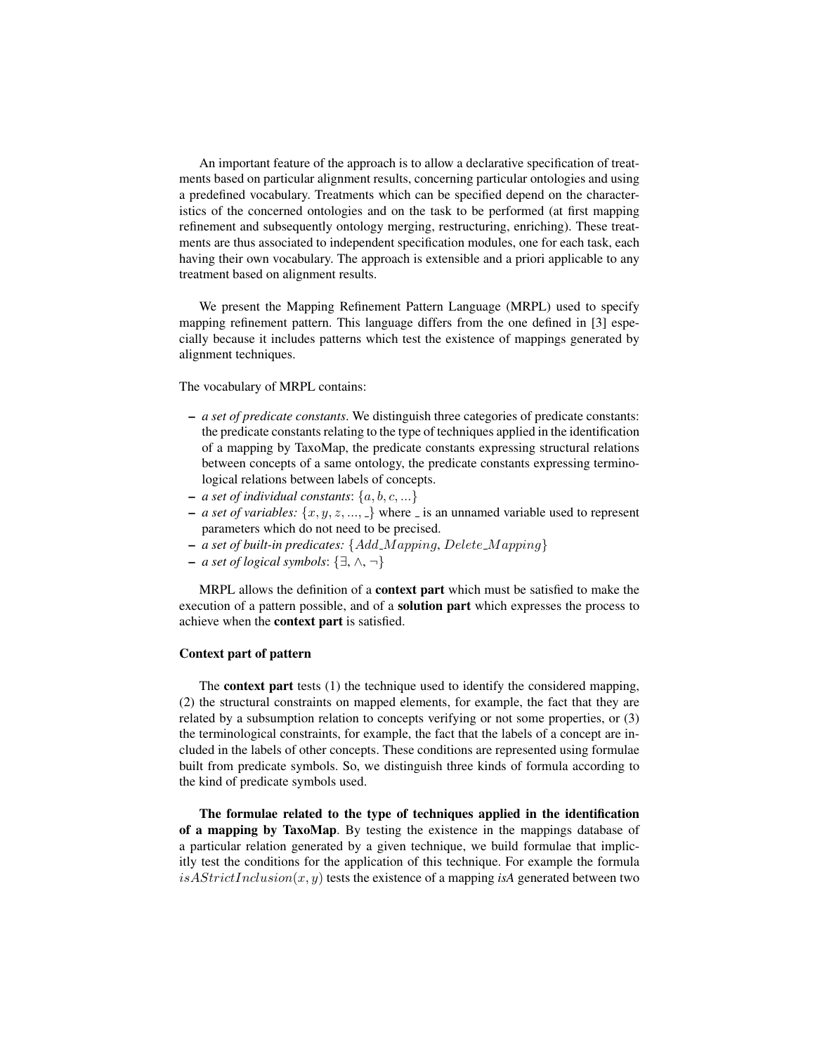An important feature of the approach is to allow a declarative specification of treatments based on particular alignment results, concerning particular ontologies and using a predefined vocabulary. Treatments which can be specified depend on the characteristics of the concerned ontologies and on the task to be performed (at first mapping refinement and subsequently ontology merging, restructuring, enriching). These treatments are thus associated to independent specification modules, one for each task, each having their own vocabulary. The approach is extensible and a priori applicable to any treatment based on alignment results.

We present the Mapping Refinement Pattern Language (MRPL) used to specify mapping refinement pattern. This language differs from the one defined in [3] especially because it includes patterns which test the existence of mappings generated by alignment techniques.

The vocabulary of MRPL contains:

- *a set of predicate constants*. We distinguish three categories of predicate constants: the predicate constants relating to the type of techniques applied in the identification of a mapping by TaxoMap, the predicate constants expressing structural relations between concepts of a same ontology, the predicate constants expressing terminological relations between labels of concepts.
- *a set of individual constants*: $\{a, b, c, ...\}$
- *a set of variables:* $\{x, y, z, ..., \_\}$ where $\_$ is an unnamed variable used to represent parameters which do not need to be precised.
- *a set of built-in predicates:* $\{Add\_Mapping, Delete\_Mapping\}$
- *a set of logical symbols*: $\{\exists, \wedge, \neg\}$

MRPL allows the definition of a **context part** which must be satisfied to make the execution of a pattern possible, and of a **solution part** which expresses the process to achieve when the **context part** is satisfied.

**Context part of pattern**

The **context part** tests (1) the technique used to identify the considered mapping, (2) the structural constraints on mapped elements, for example, the fact that they are related by a subsumption relation to concepts verifying or not some properties, or (3) the terminological constraints, for example, the fact that the labels of a concept are included in the labels of other concepts. These conditions are represented using formulae built from predicate symbols. So, we distinguish three kinds of formula according to the kind of predicate symbols used.

**The formulae related to the type of techniques applied in the identification of a mapping by TaxoMap**. By testing the existence in the mappings database of a particular relation generated by a given technique, we build formulae that implicitly test the conditions for the application of this technique. For example the formula $isAStrictInclusion(x, y)$ tests the existence of a mapping *isA* generated between two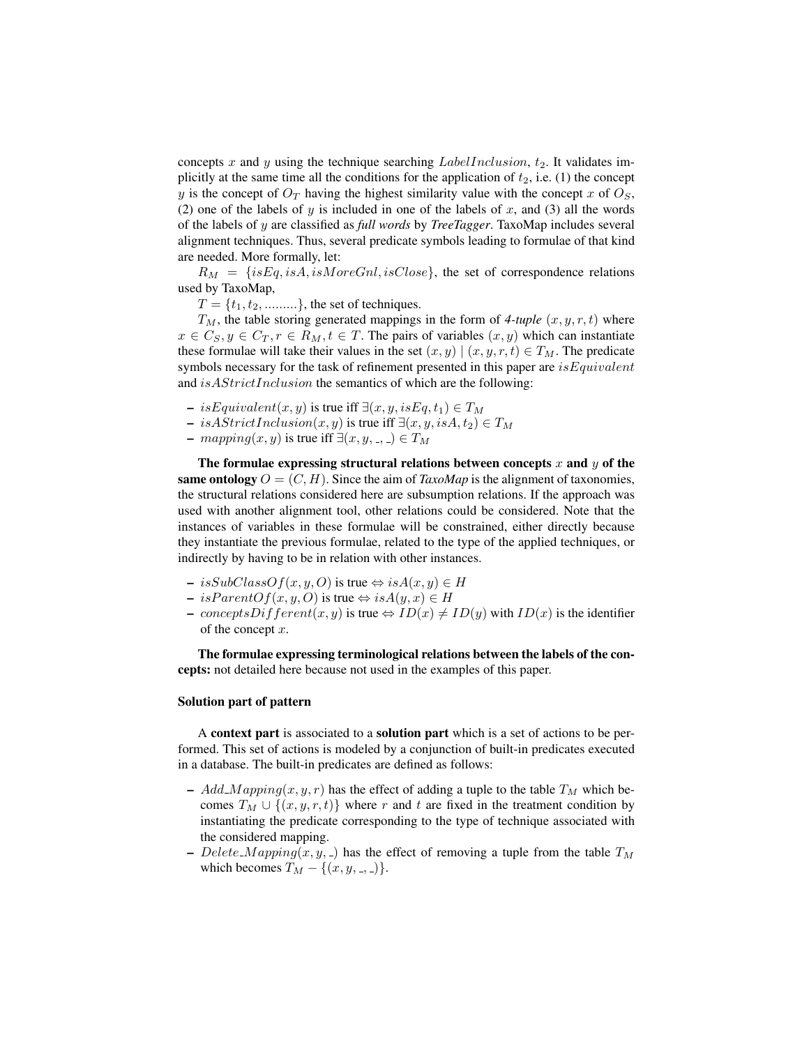concepts $x$ and $y$ using the technique searching $LabelInclusion$, $t_2$. It validates implicitly at the same time all the conditions for the application of $t_2$, i.e. (1) the concept $y$ is the concept of $O_T$ having the highest similarity value with the concept $x$ of $O_S$, (2) one of the labels of $y$ is included in one of the labels of $x$, and (3) all the words of the labels of $y$ are classified as *full words* by *TreeTagger*. TaxoMap includes several alignment techniques. Thus, several predicate symbols leading to formulae of that kind are needed. More formally, let:

$R_M = \{isEq, isA, isMoreGnl, isClose\}$, the set of correspondence relations used by TaxoMap,

$T = \{t_1, t_2, .........\}$, the set of techniques.

$T_M$, the table storing generated mappings in the form of *4-tuple* $(x, y, r, t)$ where $x \in C_S, y \in C_T, r \in R_M, t \in T$. The pairs of variables $(x, y)$ which can instantiate these formulae will take their values in the set $(x, y) \mid (x, y, r, t) \in T_M$. The predicate symbols necessary for the task of refinement presented in this paper are $isEquivalent$ and $isAStrictInclusion$ the semantics of which are the following:

- $isEquivalent(x, y)$ is true iff $\exists(x, y, isEq, t_1) \in T_M$
- $isAStrictInclusion(x, y)$ is true iff $\exists(x, y, isA, t_2) \in T_M$
- $mapping(x, y)$ is true iff $\exists(x, y, \_, \_) \in T_M$

**The formulae expressing structural relations between concepts $x$ and $y$ of the same ontology** $O = (C, H)$. Since the aim of ***TaxoMap*** is the alignment of taxonomies, the structural relations considered here are subsumption relations. If the approach was used with another alignment tool, other relations could be considered. Note that the instances of variables in these formulae will be constrained, either directly because they instantiate the previous formulae, related to the type of the applied techniques, or indirectly by having to be in relation with other instances.

- $isSubClassOf(x, y, O)$ is true $\Leftrightarrow isA(x, y) \in H$
- $isParentOf(x, y, O)$ is true $\Leftrightarrow isA(y, x) \in H$
- $conceptsDifferent(x, y)$ is true $\Leftrightarrow ID(x) \neq ID(y)$ with $ID(x)$ is the identifier of the concept $x$.

**The formulae expressing terminological relations between the labels of the concepts:** not detailed here because not used in the examples of this paper.

#### Solution part of pattern

A **context part** is associated to a **solution part** which is a set of actions to be performed. This set of actions is modeled by a conjunction of built-in predicates executed in a database. The built-in predicates are defined as follows:

- $Add\_Mapping(x, y, r)$ has the effect of adding a tuple to the table $T_M$ which becomes $T_M \cup \{(x, y, r, t)\}$ where $r$ and $t$ are fixed in the treatment condition by instantiating the predicate corresponding to the type of technique associated with the considered mapping.
- $Delete\_Mapping(x, y, \_)$ has the effect of removing a tuple from the table $T_M$ which becomes $T_M - \{(x, y, \_, \_)\}$.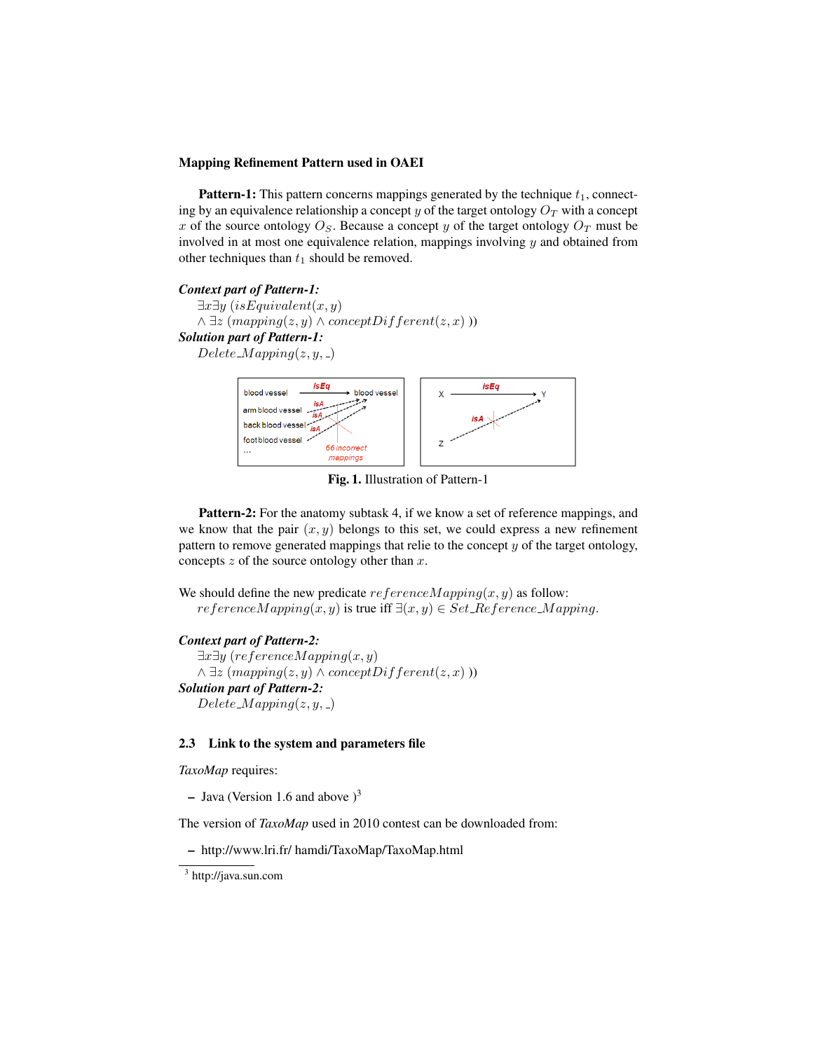**Mapping Refinement Pattern used in OAEI**

**Pattern-1:** This pattern concerns mappings generated by the technique $t_1$, connecting by an equivalence relationship a concept $y$ of the target ontology $O_T$ with a concept $x$ of the source ontology $O_S$. Because a concept $y$ of the target ontology $O_T$ must be involved in at most one equivalence relation, mappings involving $y$ and obtained from other techniques than $t_1$ should be removed.

***Context part of Pattern-1:***
$\exists x \exists y\ (isEquivalent(x, y)$
$\wedge \exists z\ (mapping(z, y) \wedge conceptDifferent(z, x)\ ))$
***Solution part of Pattern-1:***
$Delete\_Mapping(z, y, \_)$

**Fig. 1.** Illustration of Pattern-1

**Pattern-2:** For the anatomy subtask 4, if we know a set of reference mappings, and we know that the pair $(x, y)$ belongs to this set, we could express a new refinement pattern to remove generated mappings that relie to the concept $y$ of the target ontology, concepts $z$ of the source ontology other than $x$.

We should define the new predicate $referenceMapping(x, y)$ as follow:
$referenceMapping(x, y)$ is true iff $\exists (x, y) \in Set\_Reference\_Mapping$.

***Context part of Pattern-2:***
$\exists x \exists y\ (referenceMapping(x, y)$
$\wedge \exists z\ (mapping(z, y) \wedge conceptDifferent(z, x)\ ))$
***Solution part of Pattern-2:***
$Delete\_Mapping(z, y, \_)$

### 2.3 Link to the system and parameters file

*TaxoMap* requires:

- Java (Version 1.6 and above )[3]

The version of *TaxoMap* used in 2010 contest can be downloaded from:

- http://www.lri.fr/ hamdi/TaxoMap/TaxoMap.html

[3] http://java.sun.com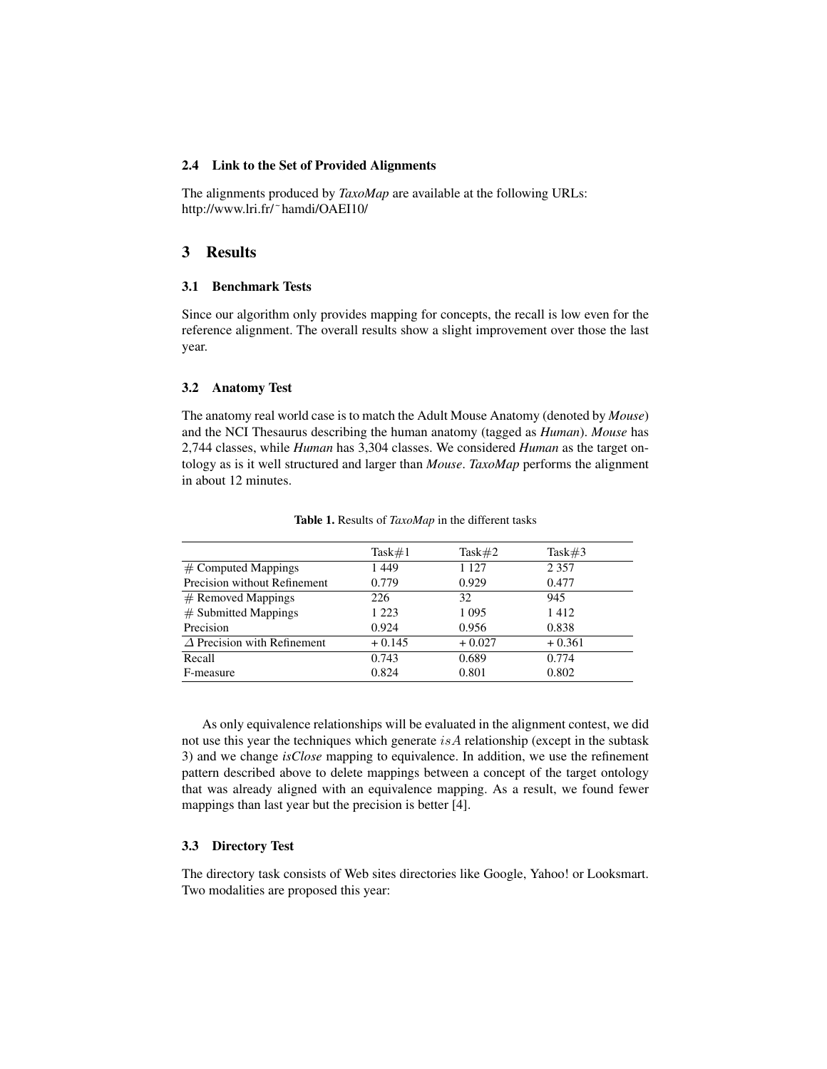### 2.4 Link to the Set of Provided Alignments

The alignments produced by *TaxoMap* are available at the following URLs:
http://www.lri.fr/˜hamdi/OAEI10/

## 3 Results

### 3.1 Benchmark Tests

Since our algorithm only provides mapping for concepts, the recall is low even for the reference alignment. The overall results show a slight improvement over those the last year.

### 3.2 Anatomy Test

The anatomy real world case is to match the Adult Mouse Anatomy (denoted by *Mouse*) and the NCI Thesaurus describing the human anatomy (tagged as *Human*). *Mouse* has 2,744 classes, while *Human* has 3,304 classes. We considered *Human* as the target ontology as is it well structured and larger than *Mouse*. *TaxoMap* performs the alignment in about 12 minutes.

**Table 1.** Results of *TaxoMap* in the different tasks

| | Task#1 | Task#2 | Task#3 |
|---|---|---|---|
| # Computed Mappings | 1 449 | 1 127 | 2 357 |
| Precision without Refinement | 0.779 | 0.929 | 0.477 |
| # Removed Mappings | 226 | 32 | 945 |
| # Submitted Mappings | 1 223 | 1 095 | 1 412 |
| Precision | 0.924 | 0.956 | 0.838 |
| $\Delta$ Precision with Refinement | + 0.145 | + 0.027 | + 0.361 |
| Recall | 0.743 | 0.689 | 0.774 |
| F-measure | 0.824 | 0.801 | 0.802 |

As only equivalence relationships will be evaluated in the alignment contest, we did not use this year the techniques which generate $isA$ relationship (except in the subtask 3) and we change *isClose* mapping to equivalence. In addition, we use the refinement pattern described above to delete mappings between a concept of the target ontology that was already aligned with an equivalence mapping. As a result, we found fewer mappings than last year but the precision is better [4].

### 3.3 Directory Test

The directory task consists of Web sites directories like Google, Yahoo! or Looksmart. Two modalities are proposed this year: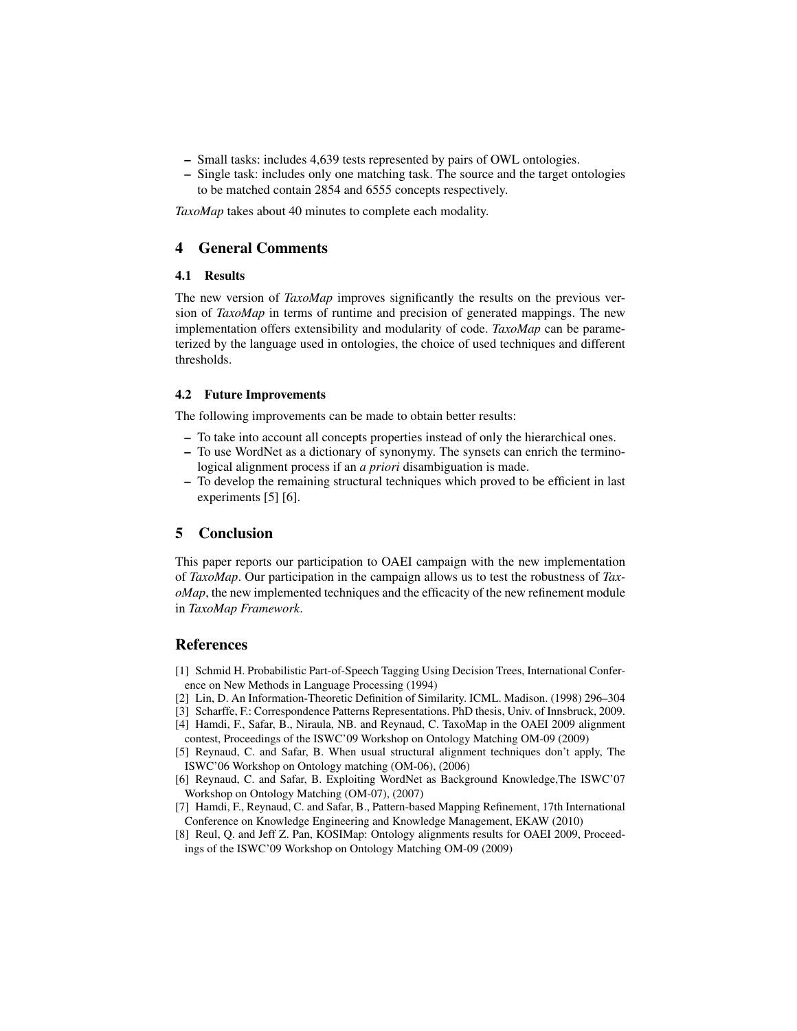- Small tasks: includes 4,639 tests represented by pairs of OWL ontologies.
- Single task: includes only one matching task. The source and the target ontologies to be matched contain 2854 and 6555 concepts respectively.

*TaxoMap* takes about 40 minutes to complete each modality.

## 4 General Comments

### 4.1 Results

The new version of *TaxoMap* improves significantly the results on the previous version of *TaxoMap* in terms of runtime and precision of generated mappings. The new implementation offers extensibility and modularity of code. *TaxoMap* can be parameterized by the language used in ontologies, the choice of used techniques and different thresholds.

### 4.2 Future Improvements

The following improvements can be made to obtain better results:

- To take into account all concepts properties instead of only the hierarchical ones.
- To use WordNet as a dictionary of synonymy. The synsets can enrich the terminological alignment process if an *a priori* disambiguation is made.
- To develop the remaining structural techniques which proved to be efficient in last experiments [5] [6].

## 5 Conclusion

This paper reports our participation to OAEI campaign with the new implementation of *TaxoMap*. Our participation in the campaign allows us to test the robustness of *TaxoMap*, the new implemented techniques and the efficacity of the new refinement module in *TaxoMap Framework*.

## References

[1] Schmid H. Probabilistic Part-of-Speech Tagging Using Decision Trees, International Conference on New Methods in Language Processing (1994)

[2] Lin, D. An Information-Theoretic Definition of Similarity. ICML. Madison. (1998) 296–304

[3] Scharffe, F.: Correspondence Patterns Representations. PhD thesis, Univ. of Innsbruck, 2009.

[4] Hamdi, F., Safar, B., Niraula, NB. and Reynaud, C. TaxoMap in the OAEI 2009 alignment contest, Proceedings of the ISWC'09 Workshop on Ontology Matching OM-09 (2009)

[5] Reynaud, C. and Safar, B. When usual structural alignment techniques don't apply, The ISWC'06 Workshop on Ontology matching (OM-06), (2006)

[6] Reynaud, C. and Safar, B. Exploiting WordNet as Background Knowledge,The ISWC'07 Workshop on Ontology Matching (OM-07), (2007)

[7] Hamdi, F., Reynaud, C. and Safar, B., Pattern-based Mapping Refinement, 17th International Conference on Knowledge Engineering and Knowledge Management, EKAW (2010)

[8] Reul, Q. and Jeff Z. Pan, KOSIMap: Ontology alignments results for OAEI 2009, Proceedings of the ISWC'09 Workshop on Ontology Matching OM-09 (2009)